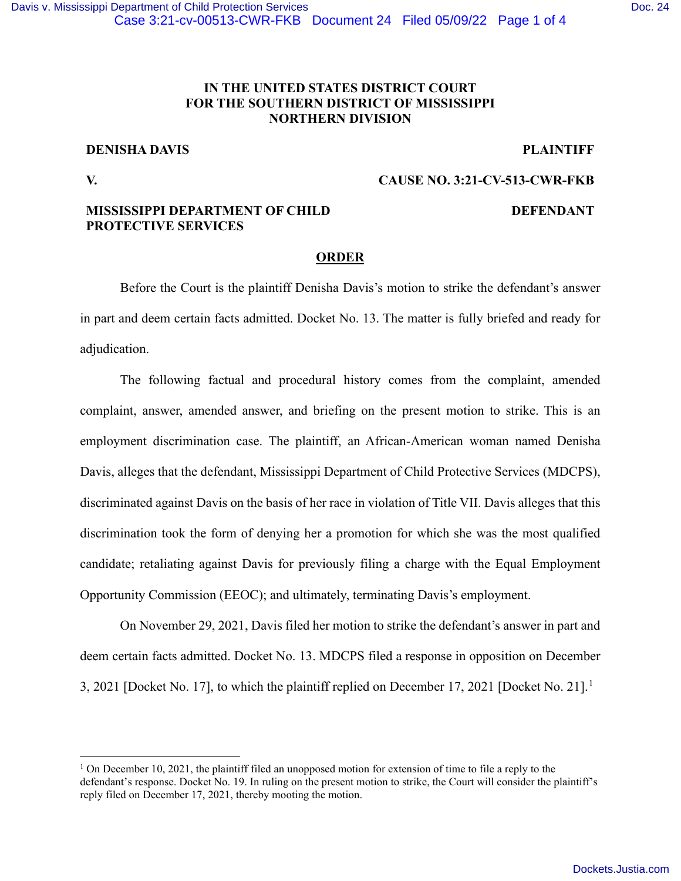**IN THE UNITED STATES DISTRICT COURT**
**FOR THE SOUTHERN DISTRICT OF MISSISSIPPI**
**NORTHERN DIVISION**

**DENISHA DAVIS** **PLAINTIFF**

**V.** **CAUSE NO. 3:21-CV-513-CWR-FKB**

**MISSISSIPPI DEPARTMENT OF CHILD PROTECTIVE SERVICES** **DEFENDANT**

## ORDER

Before the Court is the plaintiff Denisha Davis's motion to strike the defendant's answer in part and deem certain facts admitted. Docket No. 13. The matter is fully briefed and ready for adjudication.

The following factual and procedural history comes from the complaint, amended complaint, answer, amended answer, and briefing on the present motion to strike. This is an employment discrimination case. The plaintiff, an African-American woman named Denisha Davis, alleges that the defendant, Mississippi Department of Child Protective Services (MDCPS), discriminated against Davis on the basis of her race in violation of Title VII. Davis alleges that this discrimination took the form of denying her a promotion for which she was the most qualified candidate; retaliating against Davis for previously filing a charge with the Equal Employment Opportunity Commission (EEOC); and ultimately, terminating Davis's employment.

On November 29, 2021, Davis filed her motion to strike the defendant's answer in part and deem certain facts admitted. Docket No. 13. MDCPS filed a response in opposition on December 3, 2021 [Docket No. 17], to which the plaintiff replied on December 17, 2021 [Docket No. 21].[1]

[1] On December 10, 2021, the plaintiff filed an unopposed motion for extension of time to file a reply to the defendant's response. Docket No. 19. In ruling on the present motion to strike, the Court will consider the plaintiff's reply filed on December 17, 2021, thereby mooting the motion.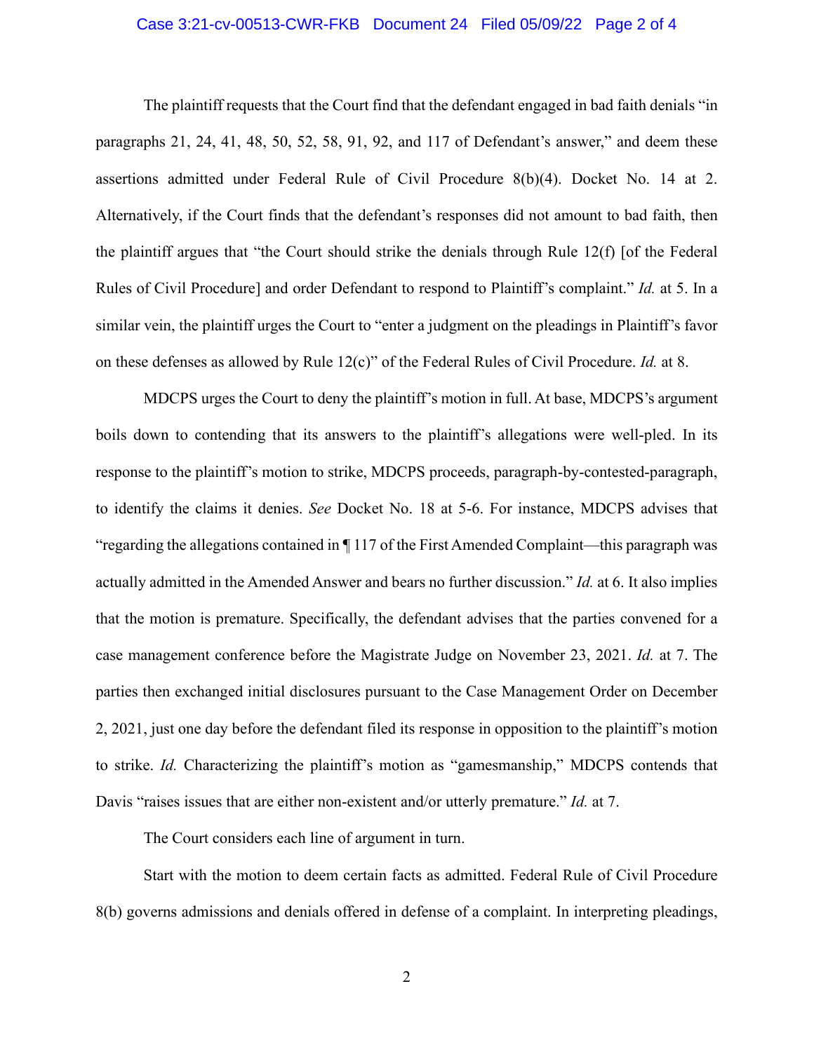The plaintiff requests that the Court find that the defendant engaged in bad faith denials "in paragraphs 21, 24, 41, 48, 50, 52, 58, 91, 92, and 117 of Defendant's answer," and deem these assertions admitted under Federal Rule of Civil Procedure 8(b)(4). Docket No. 14 at 2. Alternatively, if the Court finds that the defendant's responses did not amount to bad faith, then the plaintiff argues that "the Court should strike the denials through Rule 12(f) [of the Federal Rules of Civil Procedure] and order Defendant to respond to Plaintiff's complaint." *Id.* at 5. In a similar vein, the plaintiff urges the Court to "enter a judgment on the pleadings in Plaintiff's favor on these defenses as allowed by Rule 12(c)" of the Federal Rules of Civil Procedure. *Id.* at 8.

MDCPS urges the Court to deny the plaintiff's motion in full. At base, MDCPS's argument boils down to contending that its answers to the plaintiff's allegations were well-pled. In its response to the plaintiff's motion to strike, MDCPS proceeds, paragraph-by-contested-paragraph, to identify the claims it denies. *See* Docket No. 18 at 5-6. For instance, MDCPS advises that "regarding the allegations contained in ¶ 117 of the First Amended Complaint—this paragraph was actually admitted in the Amended Answer and bears no further discussion." *Id.* at 6. It also implies that the motion is premature. Specifically, the defendant advises that the parties convened for a case management conference before the Magistrate Judge on November 23, 2021. *Id.* at 7. The parties then exchanged initial disclosures pursuant to the Case Management Order on December 2, 2021, just one day before the defendant filed its response in opposition to the plaintiff's motion to strike. *Id.* Characterizing the plaintiff's motion as "gamesmanship," MDCPS contends that Davis "raises issues that are either non-existent and/or utterly premature." *Id.* at 7.

The Court considers each line of argument in turn.

Start with the motion to deem certain facts as admitted. Federal Rule of Civil Procedure 8(b) governs admissions and denials offered in defense of a complaint. In interpreting pleadings,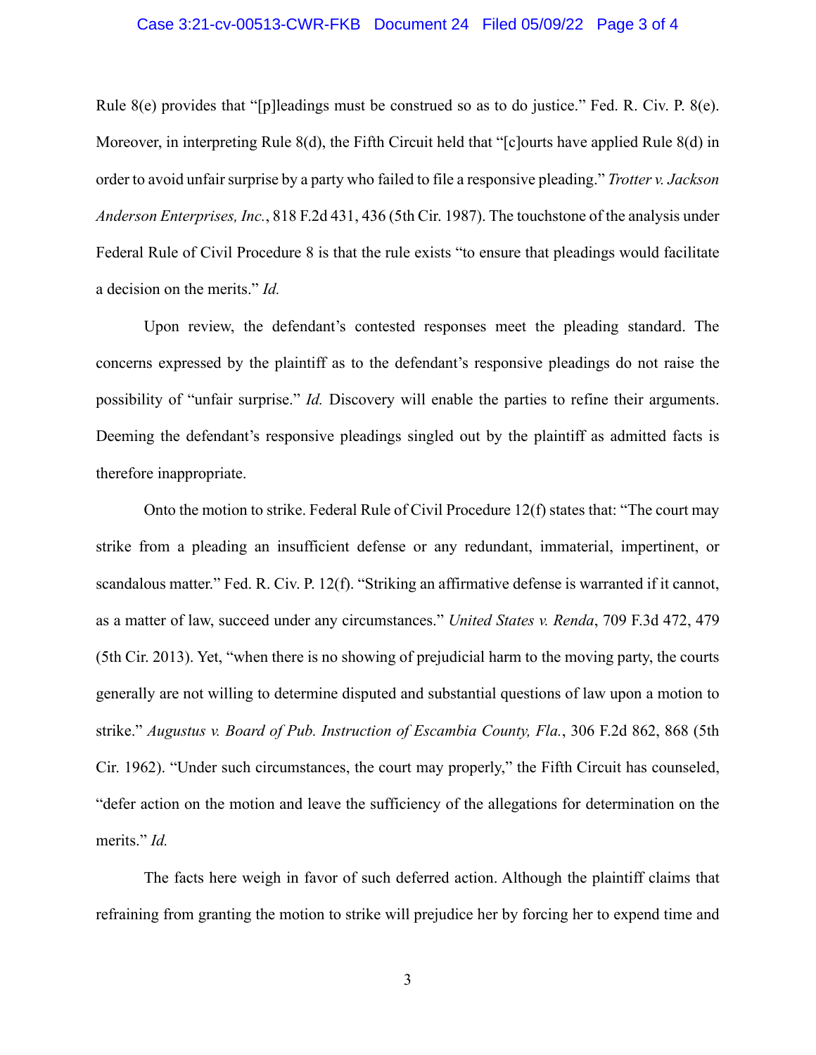Rule 8(e) provides that "[p]leadings must be construed so as to do justice." Fed. R. Civ. P. 8(e). Moreover, in interpreting Rule 8(d), the Fifth Circuit held that "[c]ourts have applied Rule 8(d) in order to avoid unfair surprise by a party who failed to file a responsive pleading." *Trotter v. Jackson Anderson Enterprises, Inc.*, 818 F.2d 431, 436 (5th Cir. 1987). The touchstone of the analysis under Federal Rule of Civil Procedure 8 is that the rule exists "to ensure that pleadings would facilitate a decision on the merits." *Id.*

Upon review, the defendant's contested responses meet the pleading standard. The concerns expressed by the plaintiff as to the defendant's responsive pleadings do not raise the possibility of "unfair surprise." *Id.* Discovery will enable the parties to refine their arguments. Deeming the defendant's responsive pleadings singled out by the plaintiff as admitted facts is therefore inappropriate.

Onto the motion to strike. Federal Rule of Civil Procedure 12(f) states that: "The court may strike from a pleading an insufficient defense or any redundant, immaterial, impertinent, or scandalous matter." Fed. R. Civ. P. 12(f). "Striking an affirmative defense is warranted if it cannot, as a matter of law, succeed under any circumstances." *United States v. Renda*, 709 F.3d 472, 479 (5th Cir. 2013). Yet, "when there is no showing of prejudicial harm to the moving party, the courts generally are not willing to determine disputed and substantial questions of law upon a motion to strike." *Augustus v. Board of Pub. Instruction of Escambia County, Fla.*, 306 F.2d 862, 868 (5th Cir. 1962). "Under such circumstances, the court may properly," the Fifth Circuit has counseled, "defer action on the motion and leave the sufficiency of the allegations for determination on the merits." *Id.*

The facts here weigh in favor of such deferred action. Although the plaintiff claims that refraining from granting the motion to strike will prejudice her by forcing her to expend time and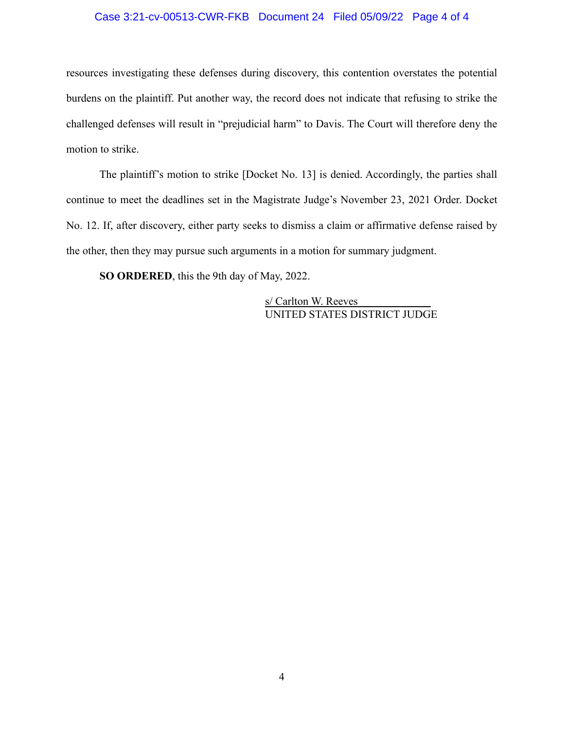resources investigating these defenses during discovery, this contention overstates the potential burdens on the plaintiff. Put another way, the record does not indicate that refusing to strike the challenged defenses will result in "prejudicial harm" to Davis. The Court will therefore deny the motion to strike.

The plaintiff's motion to strike [Docket No. 13] is denied. Accordingly, the parties shall continue to meet the deadlines set in the Magistrate Judge's November 23, 2021 Order. Docket No. 12. If, after discovery, either party seeks to dismiss a claim or affirmative defense raised by the other, then they may pursue such arguments in a motion for summary judgment.

**SO ORDERED**, this the 9th day of May, 2022.

s/ Carlton W. Reeves
UNITED STATES DISTRICT JUDGE